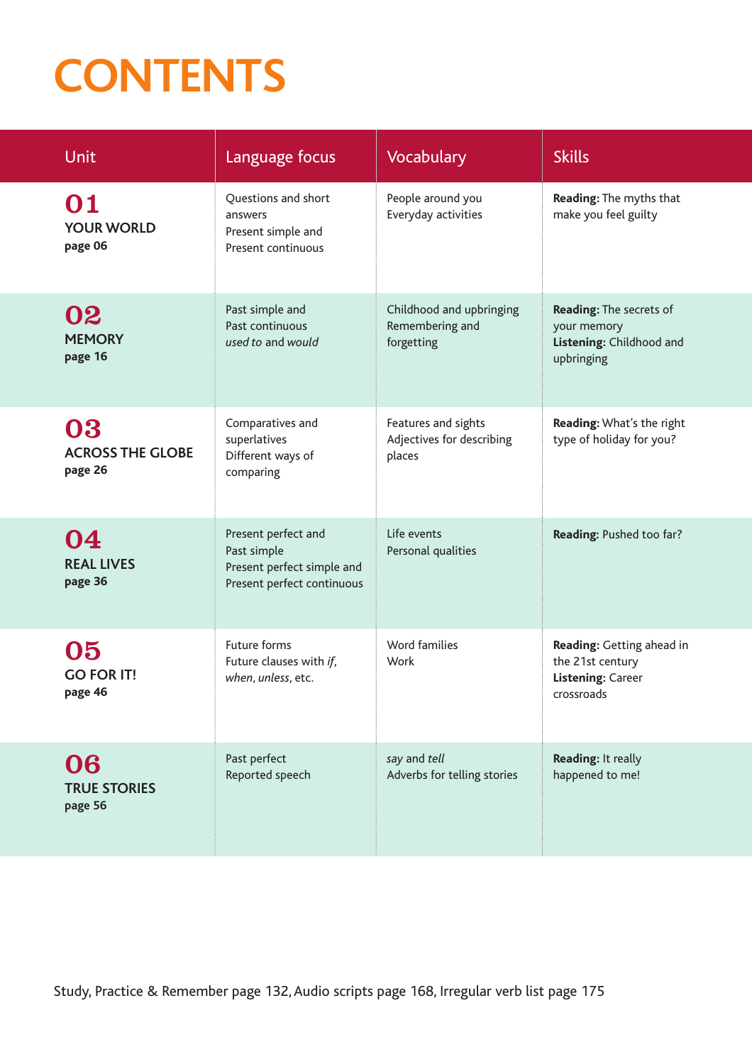# CONTENTS

| Unit | Language focus | Vocabulary | Skills |
|---|---|---|---|
| **01** YOUR WORLD **page 06** | Questions and short answers<br>Present simple and Present continuous | People around you<br>Everyday activities | **Reading:** The myths that make you feel guilty |
| **02** MEMORY **page 16** | Past simple and Past continuous<br>*used to* and *would* | Childhood and upbringing<br>Remembering and forgetting | **Reading:** The secrets of your memory<br>**Listening:** Childhood and upbringing |
| **03** ACROSS THE GLOBE **page 26** | Comparatives and superlatives<br>Different ways of comparing | Features and sights<br>Adjectives for describing places | **Reading:** What's the right type of holiday for you? |
| **04** REAL LIVES **page 36** | Present perfect and Past simple<br>Present perfect simple and Present perfect continuous | Life events<br>Personal qualities | **Reading:** Pushed too far? |
| **05** GO FOR IT! **page 46** | Future forms<br>Future clauses with *if*, *when*, *unless*, etc. | Word families<br>Work | **Reading:** Getting ahead in the 21st century<br>**Listening:** Career crossroads |
| **06** TRUE STORIES **page 56** | Past perfect<br>Reported speech | *say* and *tell*<br>Adverbs for telling stories | **Reading:** It really happened to me! |

Study, Practice & Remember page 132, Audio scripts page 168, Irregular verb list page 175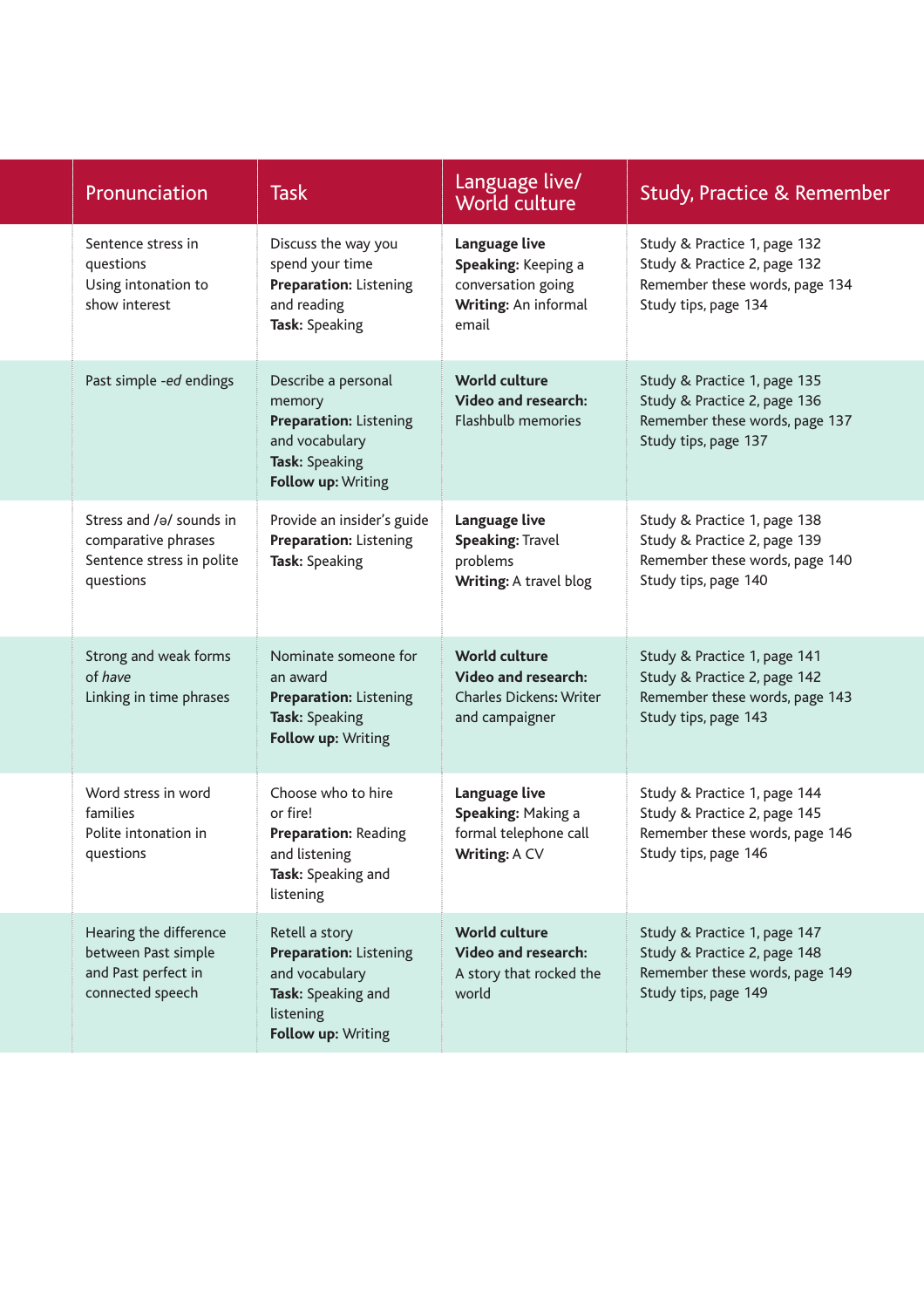| | Pronunciation | Task | Language live/ World culture | Study, Practice & Remember |
|---|---|---|---|---|
| | Sentence stress in questions<br>Using intonation to show interest | Discuss the way you spend your time<br>**Preparation:** Listening and reading<br>**Task:** Speaking | **Language live**<br>**Speaking:** Keeping a conversation going<br>**Writing:** An informal email | Study & Practice 1, page 132<br>Study & Practice 2, page 132<br>Remember these words, page 134<br>Study tips, page 134 |
| | Past simple -*ed* endings | Describe a personal memory<br>**Preparation:** Listening and vocabulary<br>**Task:** Speaking<br>**Follow up:** Writing | **World culture**<br>**Video and research:** Flashbulb memories | Study & Practice 1, page 135<br>Study & Practice 2, page 136<br>Remember these words, page 137<br>Study tips, page 137 |
| | Stress and /ə/ sounds in comparative phrases<br>Sentence stress in polite questions | Provide an insider's guide<br>**Preparation:** Listening<br>**Task:** Speaking | **Language live**<br>**Speaking:** Travel problems<br>**Writing:** A travel blog | Study & Practice 1, page 138<br>Study & Practice 2, page 139<br>Remember these words, page 140<br>Study tips, page 140 |
| | Strong and weak forms of *have*<br>Linking in time phrases | Nominate someone for an award<br>**Preparation:** Listening<br>**Task:** Speaking<br>**Follow up:** Writing | **World culture**<br>**Video and research:** Charles Dickens: Writer and campaigner | Study & Practice 1, page 141<br>Study & Practice 2, page 142<br>Remember these words, page 143<br>Study tips, page 143 |
| | Word stress in word families<br>Polite intonation in questions | Choose who to hire or fire!<br>**Preparation:** Reading and listening<br>**Task:** Speaking and listening | **Language live**<br>**Speaking:** Making a formal telephone call<br>**Writing:** A CV | Study & Practice 1, page 144<br>Study & Practice 2, page 145<br>Remember these words, page 146<br>Study tips, page 146 |
| | Hearing the difference between Past simple and Past perfect in connected speech | Retell a story<br>**Preparation:** Listening and vocabulary<br>**Task:** Speaking and listening<br>**Follow up:** Writing | **World culture**<br>**Video and research:** A story that rocked the world | Study & Practice 1, page 147<br>Study & Practice 2, page 148<br>Remember these words, page 149<br>Study tips, page 149 |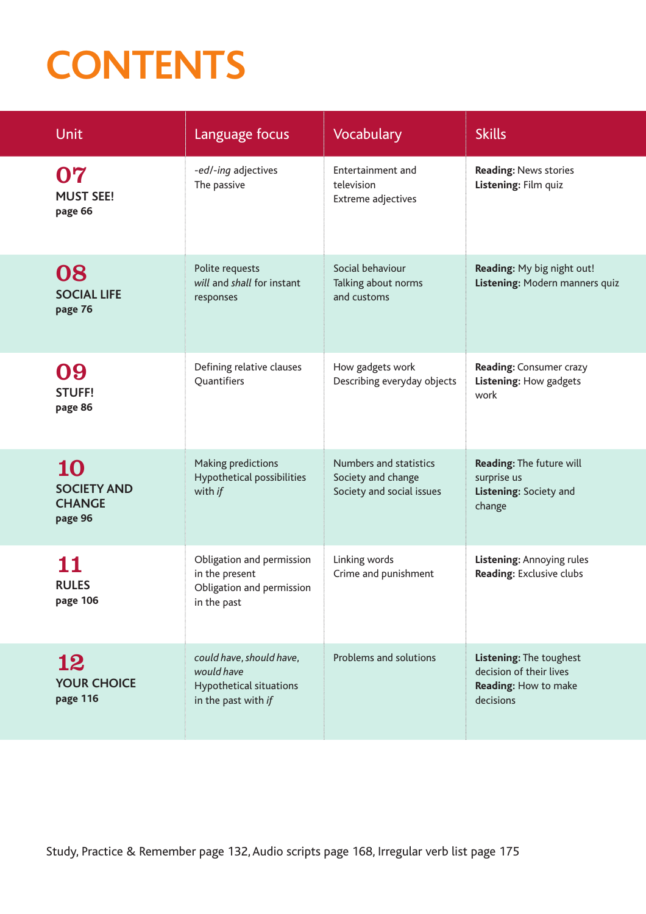# CONTENTS

| Unit | Language focus | Vocabulary | Skills |
|---|---|---|---|
| **07** MUST SEE! **page 66** | *-ed/-ing* adjectives<br>The passive | Entertainment and television<br>Extreme adjectives | **Reading:** News stories<br>**Listening:** Film quiz |
| **08** SOCIAL LIFE **page 76** | Polite requests<br>*will* and *shall* for instant responses | Social behaviour<br>Talking about norms and customs | **Reading:** My big night out!<br>**Listening:** Modern manners quiz |
| **09** STUFF! **page 86** | Defining relative clauses<br>Quantifiers | How gadgets work<br>Describing everyday objects | **Reading:** Consumer crazy<br>**Listening:** How gadgets work |
| **10** SOCIETY AND CHANGE **page 96** | Making predictions<br>Hypothetical possibilities with *if* | Numbers and statistics<br>Society and change<br>Society and social issues | **Reading:** The future will surprise us<br>**Listening:** Society and change |
| **11** RULES **page 106** | Obligation and permission in the present<br>Obligation and permission in the past | Linking words<br>Crime and punishment | **Listening:** Annoying rules<br>**Reading:** Exclusive clubs |
| **12** YOUR CHOICE **page 116** | *could have*, *should have*, *would have*<br>Hypothetical situations in the past with *if* | Problems and solutions | **Listening:** The toughest decision of their lives<br>**Reading:** How to make decisions |

Study, Practice & Remember page 132, Audio scripts page 168, Irregular verb list page 175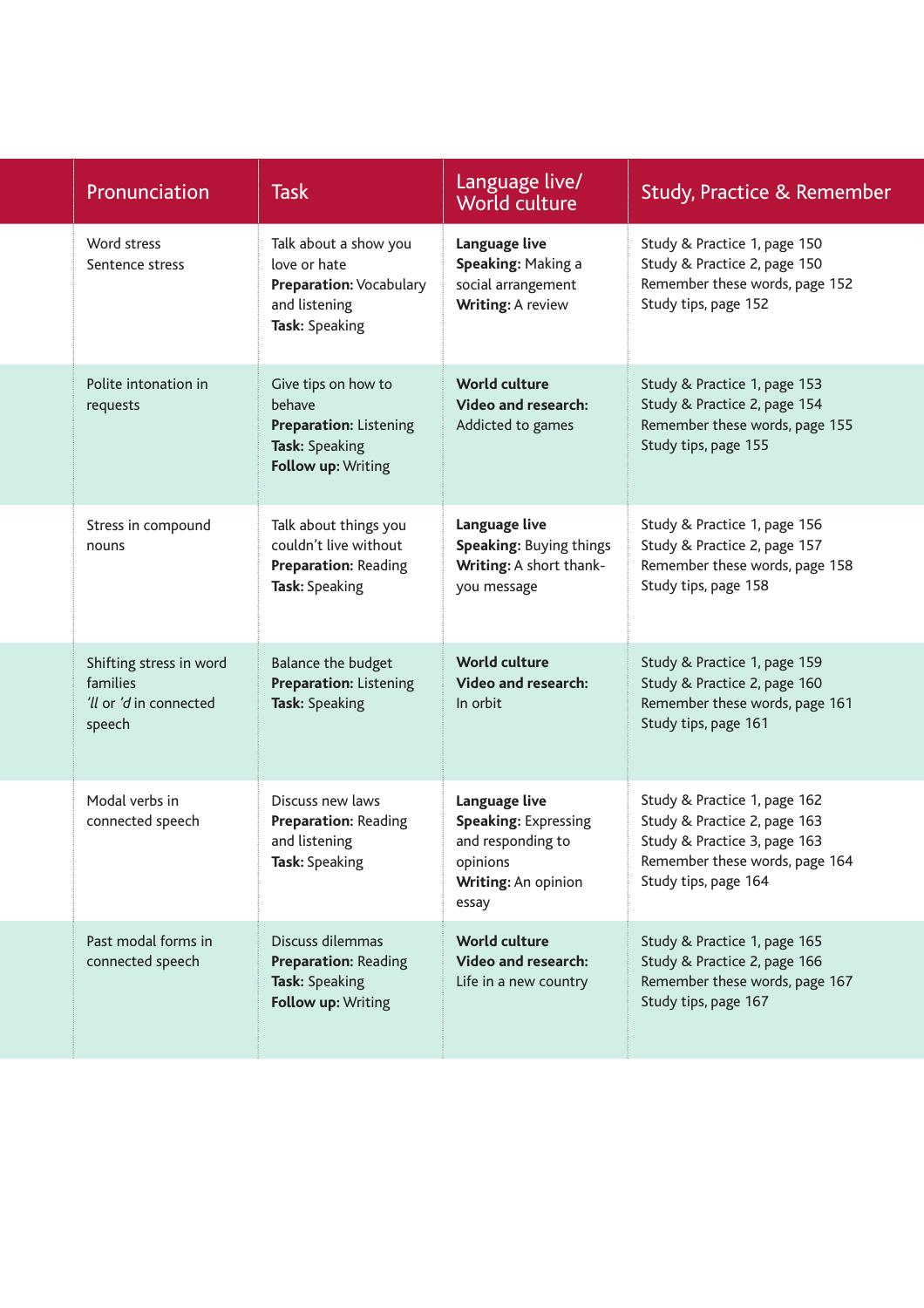| | Pronunciation | Task | Language live/ World culture | Study, Practice & Remember |
|---|---|---|---|---|
| | Word stress<br>Sentence stress | Talk about a show you love or hate<br>**Preparation:** Vocabulary and listening<br>**Task:** Speaking | **Language live**<br>**Speaking:** Making a social arrangement<br>**Writing:** A review | Study & Practice 1, page 150<br>Study & Practice 2, page 150<br>Remember these words, page 152<br>Study tips, page 152 |
| | Polite intonation in requests | Give tips on how to behave<br>**Preparation:** Listening<br>**Task:** Speaking<br>**Follow up:** Writing | **World culture**<br>**Video and research:** Addicted to games | Study & Practice 1, page 153<br>Study & Practice 2, page 154<br>Remember these words, page 155<br>Study tips, page 155 |
| | Stress in compound nouns | Talk about things you couldn't live without<br>**Preparation:** Reading<br>**Task:** Speaking | **Language live**<br>**Speaking:** Buying things<br>**Writing:** A short thank-you message | Study & Practice 1, page 156<br>Study & Practice 2, page 157<br>Remember these words, page 158<br>Study tips, page 158 |
| | Shifting stress in word families<br>*'ll* or *'d* in connected speech | Balance the budget<br>**Preparation:** Listening<br>**Task:** Speaking | **World culture**<br>**Video and research:** In orbit | Study & Practice 1, page 159<br>Study & Practice 2, page 160<br>Remember these words, page 161<br>Study tips, page 161 |
| | Modal verbs in connected speech | Discuss new laws<br>**Preparation:** Reading and listening<br>**Task:** Speaking | **Language live**<br>**Speaking:** Expressing and responding to opinions<br>**Writing:** An opinion essay | Study & Practice 1, page 162<br>Study & Practice 2, page 163<br>Study & Practice 3, page 163<br>Remember these words, page 164<br>Study tips, page 164 |
| | Past modal forms in connected speech | Discuss dilemmas<br>**Preparation:** Reading<br>**Task:** Speaking<br>**Follow up:** Writing | **World culture**<br>**Video and research:** Life in a new country | Study & Practice 1, page 165<br>Study & Practice 2, page 166<br>Remember these words, page 167<br>Study tips, page 167 |